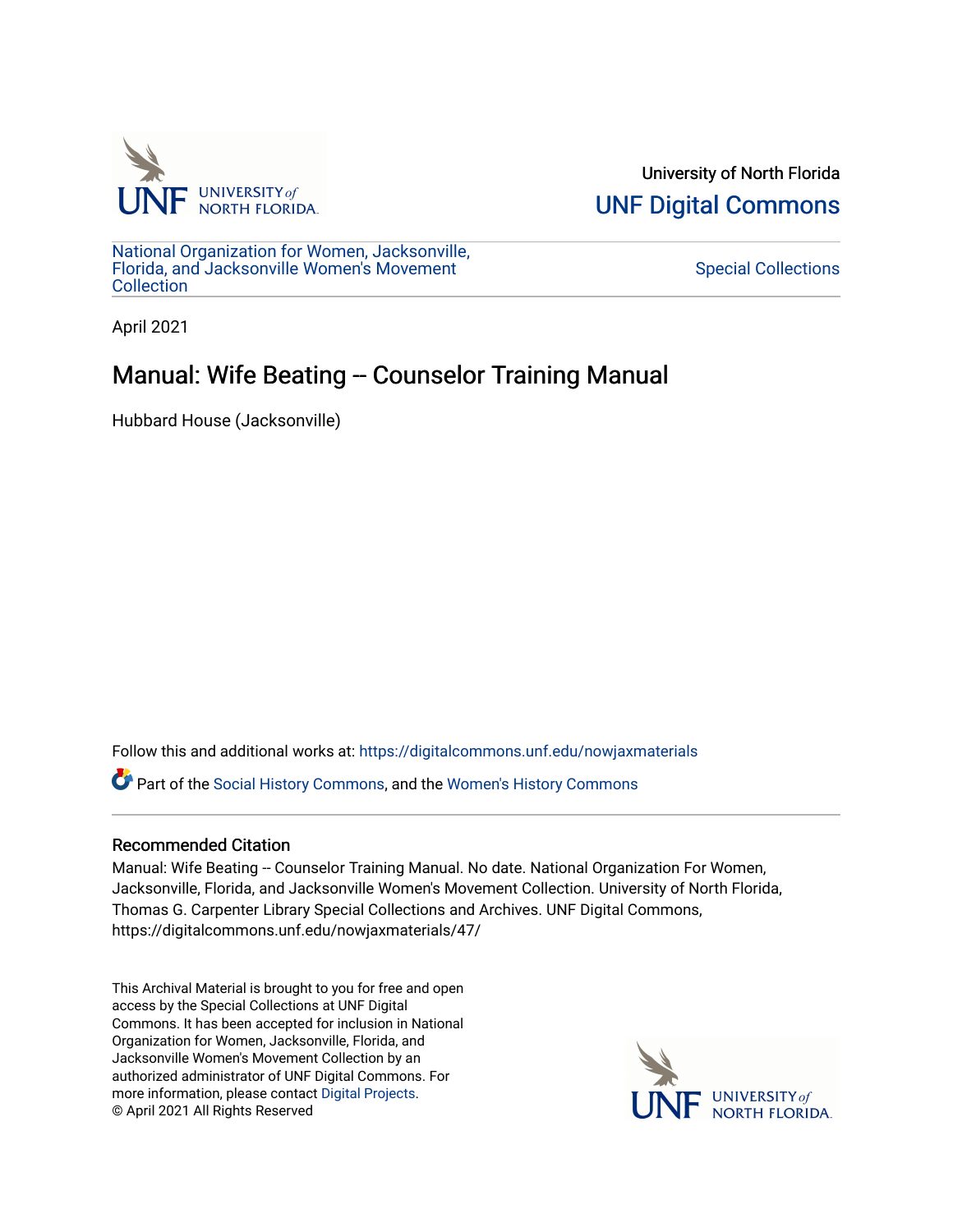University of North Florida

UNF Digital Commons

National Organization for Women, Jacksonville, Florida, and Jacksonville Women's Movement Collection

Special Collections

April 2021

# Manual: Wife Beating -- Counselor Training Manual

Hubbard House (Jacksonville)

Follow this and additional works at: https://digitalcommons.unf.edu/nowjaxmaterials

Part of the Social History Commons, and the Women's History Commons

## Recommended Citation

Manual: Wife Beating -- Counselor Training Manual. No date. National Organization For Women, Jacksonville, Florida, and Jacksonville Women's Movement Collection. University of North Florida, Thomas G. Carpenter Library Special Collections and Archives. UNF Digital Commons, https://digitalcommons.unf.edu/nowjaxmaterials/47/

This Archival Material is brought to you for free and open access by the Special Collections at UNF Digital Commons. It has been accepted for inclusion in National Organization for Women, Jacksonville, Florida, and Jacksonville Women's Movement Collection by an authorized administrator of UNF Digital Commons. For more information, please contact Digital Projects.
© April 2021 All Rights Reserved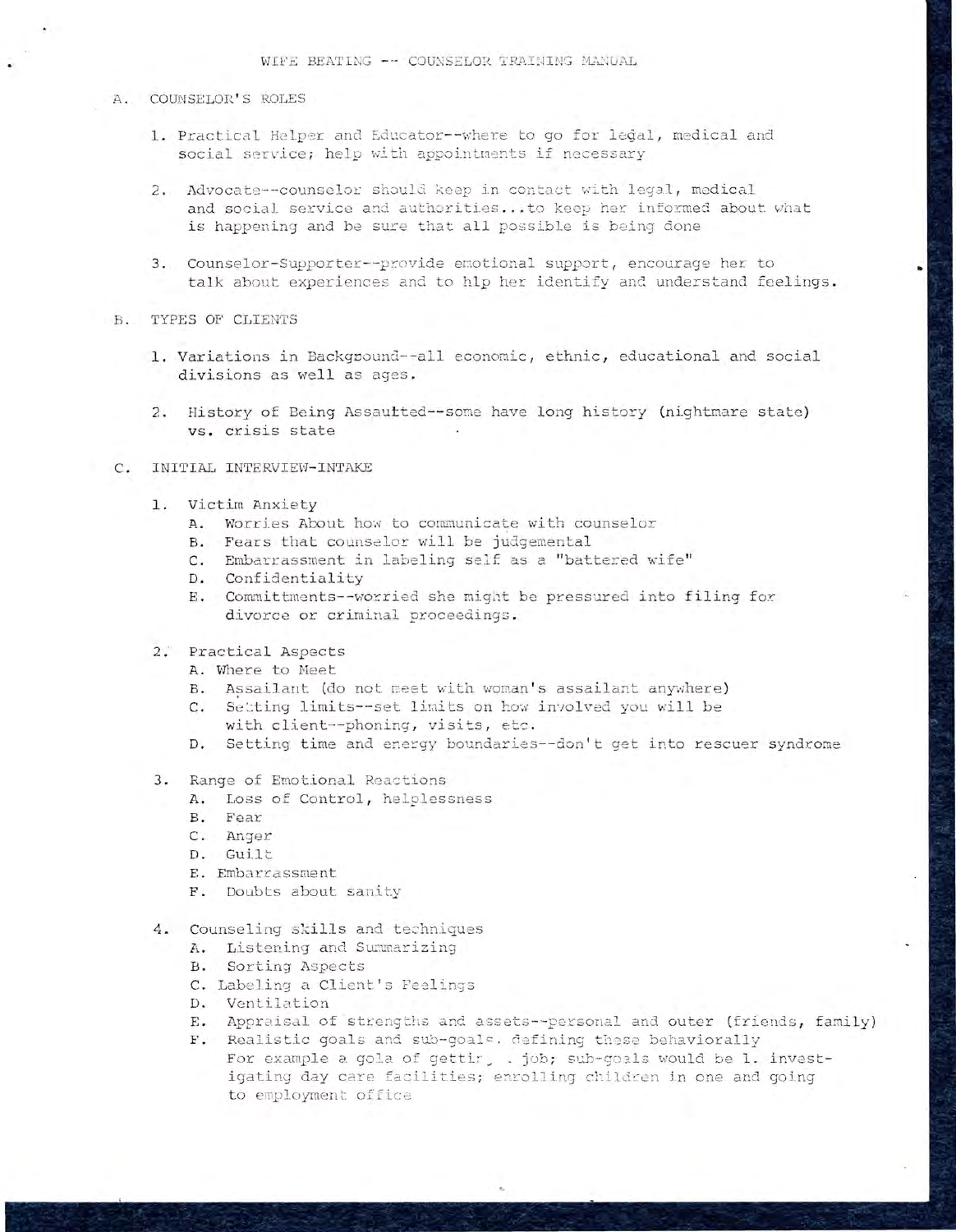# WIFE BEATING -- COUNSELOR TRAINING MANUAL

A. COUNSELOR'S ROLES

1. Practical Helper and Educator--where to go for legal, medical and social service; help with appointments if necessary

2. Advocate--counselor should keep in contact with legal, medical and social service and authorities...to keep her informed about what is happening and be sure that all possible is being done

3. Counselor-Supporter--provide emotional support, encourage her to talk about experiences and to hlp her identify and understand feelings.

B. TYPES OF CLIENTS

1. Variations in Background--all economic, ethnic, educational and social divisions as well as ages.

2. History of Being Assaulted--some have long history (nightmare state) vs. crisis state

C. INITIAL INTERVIEW-INTAKE

1. Victim Anxiety
   A. Worries About how to communicate with counselor
   B. Fears that counselor will be judgemental
   C. Embarrassment in labeling self as a "battered wife"
   D. Confidentiality
   E. Committments--worried she might be pressured into filing for divorce or criminal proceedings.

2. Practical Aspects
   A. Where to Meet
   B. Assailant (do not meet with woman's assailant anywhere)
   C. Setting limits--set limits on how involved you will be with client--phoning, visits, etc.
   D. Setting time and energy boundaries--don't get into rescuer syndrome

3. Range of Emotional Reactions
   A. Loss of Control, helplessness
   B. Fear
   C. Anger
   D. Guilt
   E. Embarrassment
   F. Doubts about sanity

4. Counseling skills and techniques
   A. Listening and Summarizing
   B. Sorting Aspects
   C. Labeling a Client's Feelings
   D. Ventilation
   E. Appraisal of strengths and assets--personal and outer (friends, family)
   F. Realistic goals and sub-goals. defining these behaviorally For example a gola of gettir, . job; sub-goals would be 1. investigating day care facilities; enrolling children in one and going to employment office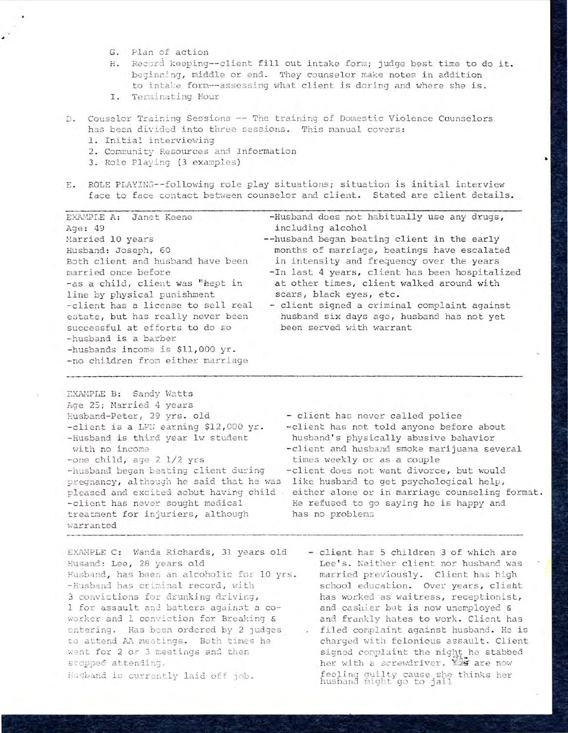G. Plan of action

H. Record keeping--client fill out intake form; judge best time to do it. beginning, middle or end. They counselor make notes in addition to intake form--assessing what client is doring and where she is.

I. Terminating Hour

D. Couselor Training Sessions -- The training of Domestic Violence Caunselors has been divided into three sessions. This manual covers:

1. Initial interviewing
2. Community Resources and Information
3. Role Playing (3 examples)

E. ROLE PLAYING--following role play situations; situation is initial interview face to face contact between counselor and client. Stated are client details.

---

EXAMPLE A: Janet Keene
Age: 49
Married 10 years
Husband: Joseph, 60
Both client and husband have been married once before
-as a child, client was "kept in line by physical punishment
-client has a license to sell real estate, but has really never been successful at efforts to do so
-husband is a barber
-husbands income is $11,000 yr.
-no children from either marriage
-Husband does not habitually use any drugs, including alcohol
--husband began beating client in the early months of marriage, beatings have escalated in intensity and frequency over the years
-In last 4 years, client has been hospitalized at other times, client walked around with scars, black eyes, etc.
- client signed a criminal complaint against husband six days ago, husband has not yet been served with warrant

---

EXAMPLE B: Sandy Watts
Age 25; Married 4 years
Husband-Peter, 29 yrs. old
-client is a LPN earning $12,000 yr.
-Husband is third year lw student with no income
-one child, age 2 1/2 yrs
-husband began beating client during pregnancy, although he said that he was pleased and excited aobut having child
-client has never sought medical treatment for injuriers, although warranted
- client has never called police
-client has not told anyone before about husband's physically abusive behavior
-client and husband smoke marijuana several times weekly or as a couple
-client does not want divorce, but would like husband to get psychological help, either alone or in marriage counseling format. He refused to go saying he is happy and has no problems

---

EXAMPLE C: Wanda Richards, 31 years old
Husand: Lee, 28 years old
Husband, has been an alcoholic for 10 yrs.
-Husband has criminal record, with 3 convictions for drunking driving, 1 for assault and batters against a co-worker and 1 conviction for Breaking & entering. Has been ordered by 2 judges to attend AA meetings. Both times he went for 2 or 3 meetings and then stopped attending.
Husband is currently laid off job.
- client has 5 children 3 of which are Lee's. Neither client nor husband was married previously. Client has high school education. Over years, clieht has worked as waitress, receptionist, and cashier but is now unemployed & and frankly hates to work. Client has filed complaint against husband. He is charged with felonious assault. Client signed complaint the night he stabbed her with a screwdriver. She are now feeling guilty cause she thinks her husband might go to jail